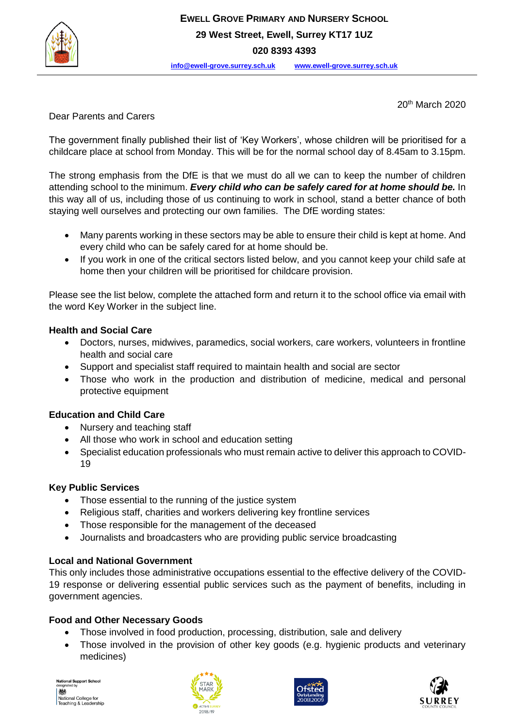# Ewell Grove Primary and Nursery School

**29 West Street, Ewell, Surrey KT17 1UZ**

**020 8393 4393**

**info@ewell-grove.surrey.sch.uk** **www.ewell-grove.surrey.sch.uk**

20th March 2020

Dear Parents and Carers

The government finally published their list of 'Key Workers', whose children will be prioritised for a childcare place at school from Monday. This will be for the normal school day of 8.45am to 3.15pm.

The strong emphasis from the DfE is that we must do all we can to keep the number of children attending school to the minimum. ***Every child who can be safely cared for at home should be.*** In this way all of us, including those of us continuing to work in school, stand a better chance of both staying well ourselves and protecting our own families. The DfE wording states:

- Many parents working in these sectors may be able to ensure their child is kept at home. And every child who can be safely cared for at home should be.
- If you work in one of the critical sectors listed below, and you cannot keep your child safe at home then your children will be prioritised for childcare provision.

Please see the list below, complete the attached form and return it to the school office via email with the word Key Worker in the subject line.

**Health and Social Care**

- Doctors, nurses, midwives, paramedics, social workers, care workers, volunteers in frontline health and social care
- Support and specialist staff required to maintain health and social are sector
- Those who work in the production and distribution of medicine, medical and personal protective equipment

**Education and Child Care**

- Nursery and teaching staff
- All those who work in school and education setting
- Specialist education professionals who must remain active to deliver this approach to COVID-19

**Key Public Services**

- Those essential to the running of the justice system
- Religious staff, charities and workers delivering key frontline services
- Those responsible for the management of the deceased
- Journalists and broadcasters who are providing public service broadcasting

**Local and National Government**

This only includes those administrative occupations essential to the effective delivery of the COVID-19 response or delivering essential public services such as the payment of benefits, including in government agencies.

**Food and Other Necessary Goods**

- Those involved in food production, processing, distribution, sale and delivery
- Those involved in the provision of other key goods (e.g. hygienic products and veterinary medicines)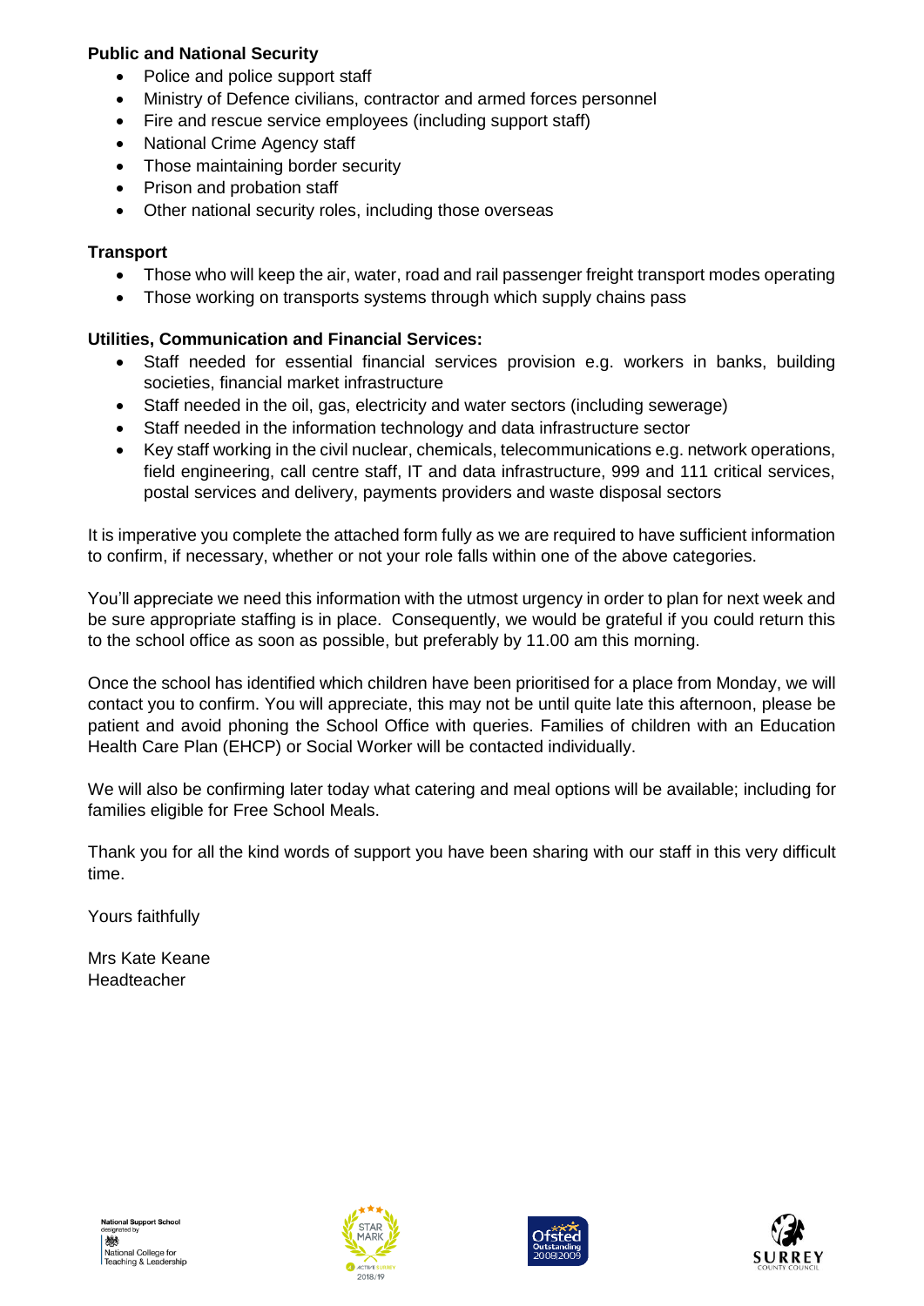**Public and National Security**

- Police and police support staff
- Ministry of Defence civilians, contractor and armed forces personnel
- Fire and rescue service employees (including support staff)
- National Crime Agency staff
- Those maintaining border security
- Prison and probation staff
- Other national security roles, including those overseas

**Transport**

- Those who will keep the air, water, road and rail passenger freight transport modes operating
- Those working on transports systems through which supply chains pass

**Utilities, Communication and Financial Services:**

- Staff needed for essential financial services provision e.g. workers in banks, building societies, financial market infrastructure
- Staff needed in the oil, gas, electricity and water sectors (including sewerage)
- Staff needed in the information technology and data infrastructure sector
- Key staff working in the civil nuclear, chemicals, telecommunications e.g. network operations, field engineering, call centre staff, IT and data infrastructure, 999 and 111 critical services, postal services and delivery, payments providers and waste disposal sectors

It is imperative you complete the attached form fully as we are required to have sufficient information to confirm, if necessary, whether or not your role falls within one of the above categories.

You'll appreciate we need this information with the utmost urgency in order to plan for next week and be sure appropriate staffing is in place. Consequently, we would be grateful if you could return this to the school office as soon as possible, but preferably by 11.00 am this morning.

Once the school has identified which children have been prioritised for a place from Monday, we will contact you to confirm. You will appreciate, this may not be until quite late this afternoon, please be patient and avoid phoning the School Office with queries. Families of children with an Education Health Care Plan (EHCP) or Social Worker will be contacted individually.

We will also be confirming later today what catering and meal options will be available; including for families eligible for Free School Meals.

Thank you for all the kind words of support you have been sharing with our staff in this very difficult time.

Yours faithfully

Mrs Kate Keane
Headteacher